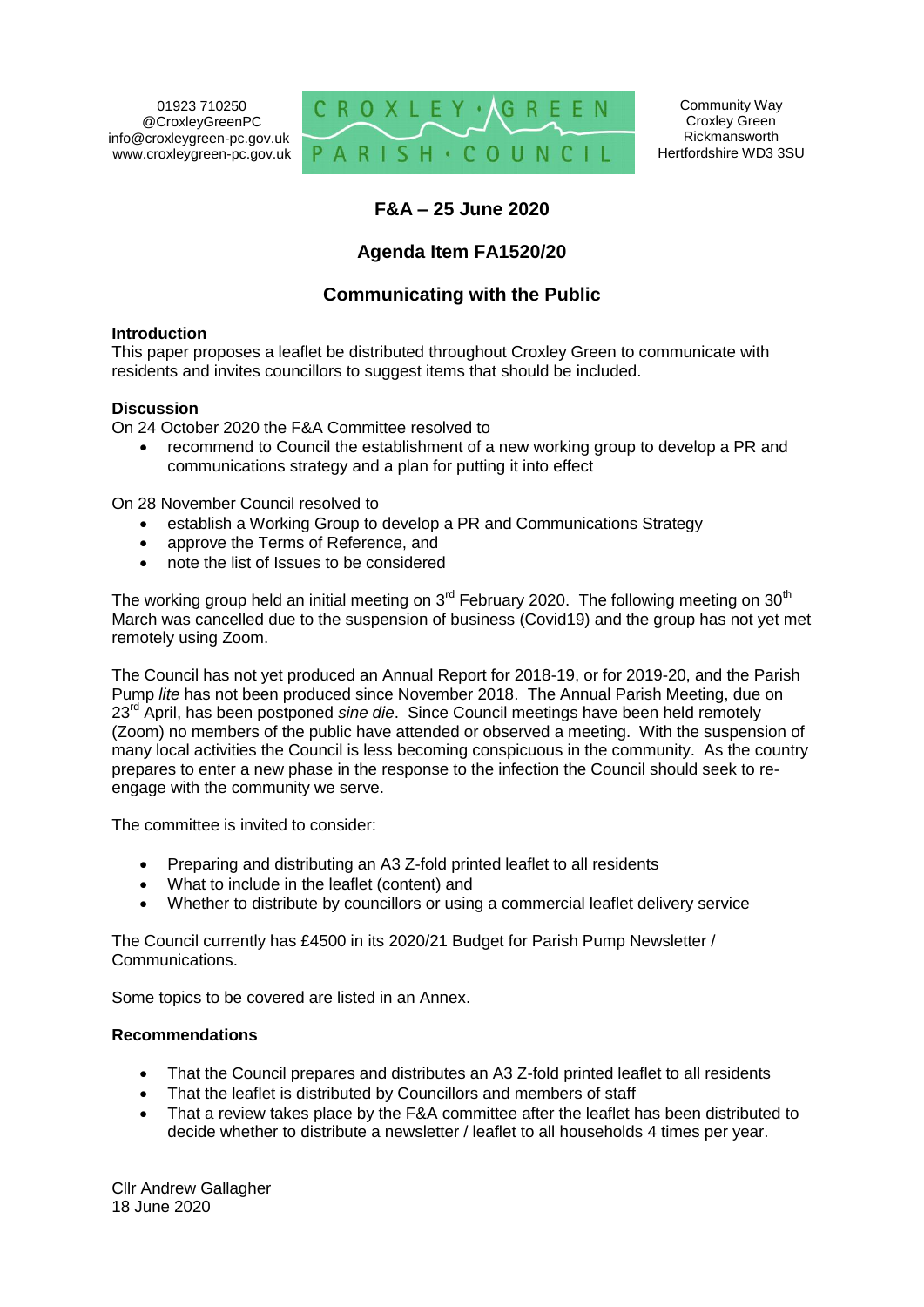01923 710250
@CroxleyGreenPC
info@croxleygreen-pc.gov.uk
www.croxleygreen-pc.gov.uk

CROXLEY GREEN PARISH COUNCIL

Community Way
Croxley Green
Rickmansworth
Hertfordshire WD3 3SU

## F&A – 25 June 2020

## Agenda Item FA1520/20

## Communicating with the Public

**Introduction**
This paper proposes a leaflet be distributed throughout Croxley Green to communicate with residents and invites councillors to suggest items that should be included.

**Discussion**
On 24 October 2020 the F&A Committee resolved to

- recommend to Council the establishment of a new working group to develop a PR and communications strategy and a plan for putting it into effect

On 28 November Council resolved to

- establish a Working Group to develop a PR and Communications Strategy
- approve the Terms of Reference, and
- note the list of Issues to be considered

The working group held an initial meeting on 3rd February 2020. The following meeting on 30th March was cancelled due to the suspension of business (Covid19) and the group has not yet met remotely using Zoom.

The Council has not yet produced an Annual Report for 2018-19, or for 2019-20, and the Parish Pump *lite* has not been produced since November 2018. The Annual Parish Meeting, due on 23rd April, has been postponed *sine die*. Since Council meetings have been held remotely (Zoom) no members of the public have attended or observed a meeting. With the suspension of many local activities the Council is less becoming conspicuous in the community. As the country prepares to enter a new phase in the response to the infection the Council should seek to re-engage with the community we serve.

The committee is invited to consider:

- Preparing and distributing an A3 Z-fold printed leaflet to all residents
- What to include in the leaflet (content) and
- Whether to distribute by councillors or using a commercial leaflet delivery service

The Council currently has £4500 in its 2020/21 Budget for Parish Pump Newsletter / Communications.

Some topics to be covered are listed in an Annex.

**Recommendations**

- That the Council prepares and distributes an A3 Z-fold printed leaflet to all residents
- That the leaflet is distributed by Councillors and members of staff
- That a review takes place by the F&A committee after the leaflet has been distributed to decide whether to distribute a newsletter / leaflet to all households 4 times per year.

Cllr Andrew Gallagher
18 June 2020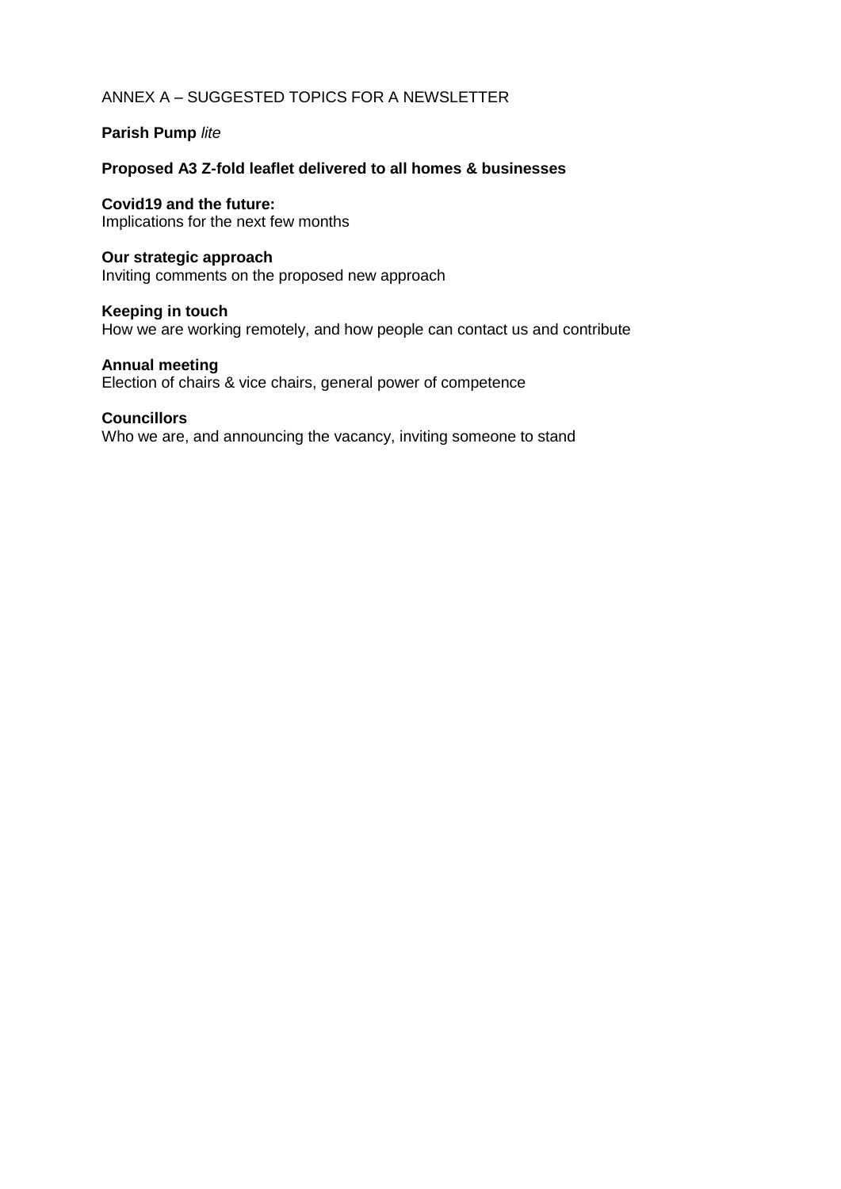ANNEX A – SUGGESTED TOPICS FOR A NEWSLETTER

**Parish Pump** *lite*

**Proposed A3 Z-fold leaflet delivered to all homes & businesses**

**Covid19 and the future:**
Implications for the next few months

**Our strategic approach**
Inviting comments on the proposed new approach

**Keeping in touch**
How we are working remotely, and how people can contact us and contribute

**Annual meeting**
Election of chairs & vice chairs, general power of competence

**Councillors**
Who we are, and announcing the vacancy, inviting someone to stand